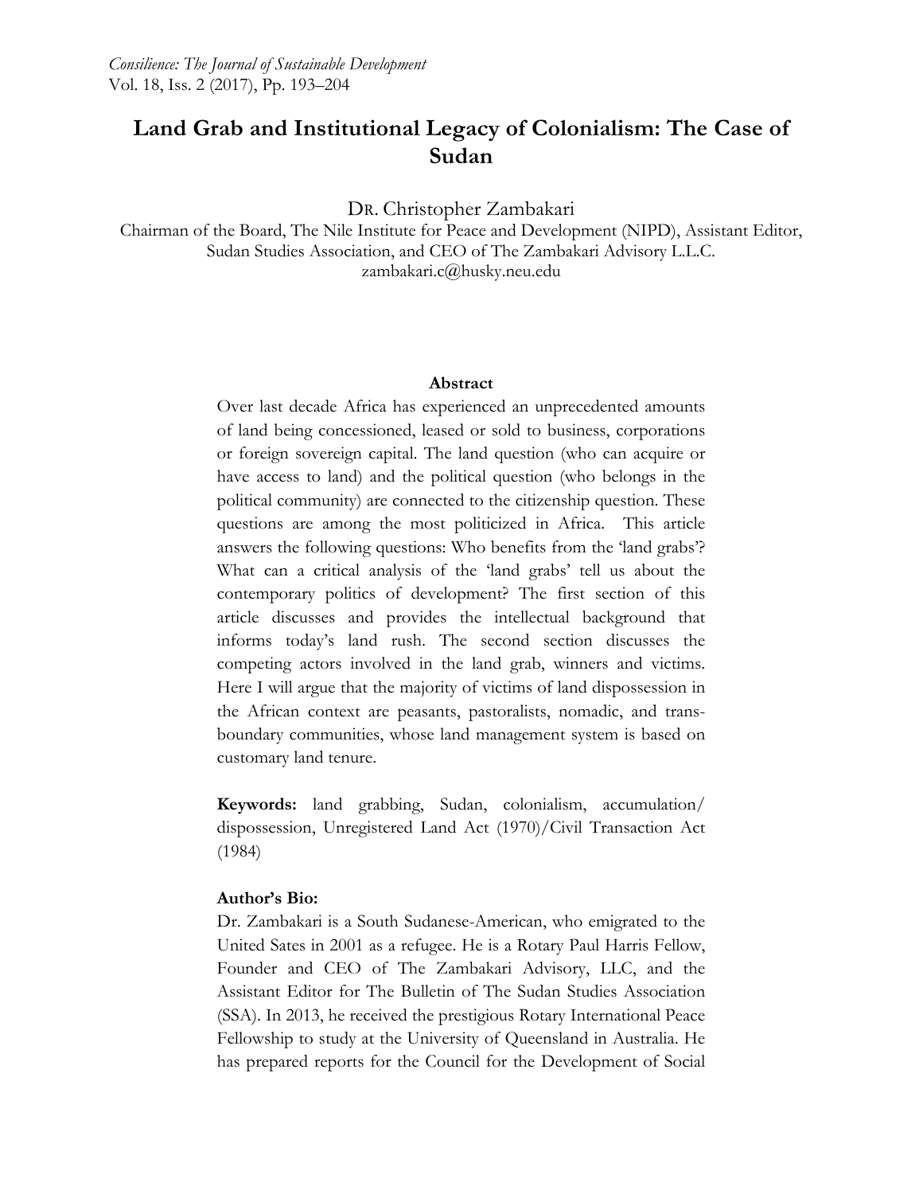# Land Grab and Institutional Legacy of Colonialism: The Case of Sudan

DR. Christopher Zambakari

Chairman of the Board, The Nile Institute for Peace and Development (NIPD), Assistant Editor, Sudan Studies Association, and CEO of The Zambakari Advisory L.L.C.
zambakari.c@husky.neu.edu

### Abstract

Over last decade Africa has experienced an unprecedented amounts of land being concessioned, leased or sold to business, corporations or foreign sovereign capital. The land question (who can acquire or have access to land) and the political question (who belongs in the political community) are connected to the citizenship question. These questions are among the most politicized in Africa. This article answers the following questions: Who benefits from the 'land grabs'? What can a critical analysis of the 'land grabs' tell us about the contemporary politics of development? The first section of this article discusses and provides the intellectual background that informs today's land rush. The second section discusses the competing actors involved in the land grab, winners and victims. Here I will argue that the majority of victims of land dispossession in the African context are peasants, pastoralists, nomadic, and trans-boundary communities, whose land management system is based on customary land tenure.

**Keywords:** land grabbing, Sudan, colonialism, accumulation/ dispossession, Unregistered Land Act (1970)/Civil Transaction Act (1984)

**Author's Bio:**
Dr. Zambakari is a South Sudanese-American, who emigrated to the United Sates in 2001 as a refugee. He is a Rotary Paul Harris Fellow, Founder and CEO of The Zambakari Advisory, LLC, and the Assistant Editor for The Bulletin of The Sudan Studies Association (SSA). In 2013, he received the prestigious Rotary International Peace Fellowship to study at the University of Queensland in Australia. He has prepared reports for the Council for the Development of Social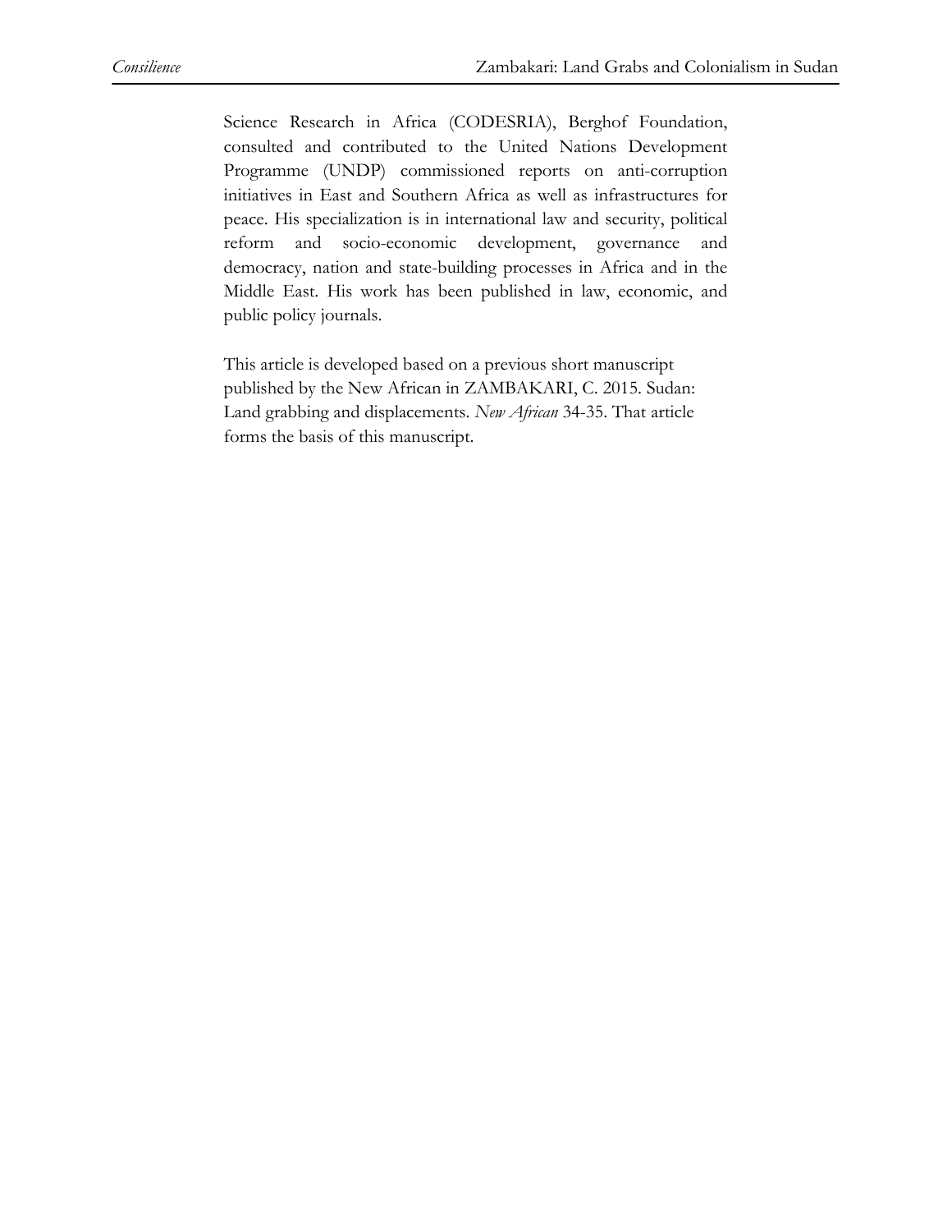Science Research in Africa (CODESRIA), Berghof Foundation, consulted and contributed to the United Nations Development Programme (UNDP) commissioned reports on anti-corruption initiatives in East and Southern Africa as well as infrastructures for peace. His specialization is in international law and security, political reform and socio-economic development, governance and democracy, nation and state-building processes in Africa and in the Middle East. His work has been published in law, economic, and public policy journals.

This article is developed based on a previous short manuscript published by the New African in ZAMBAKARI, C. 2015. Sudan: Land grabbing and displacements. *New African* 34-35. That article forms the basis of this manuscript.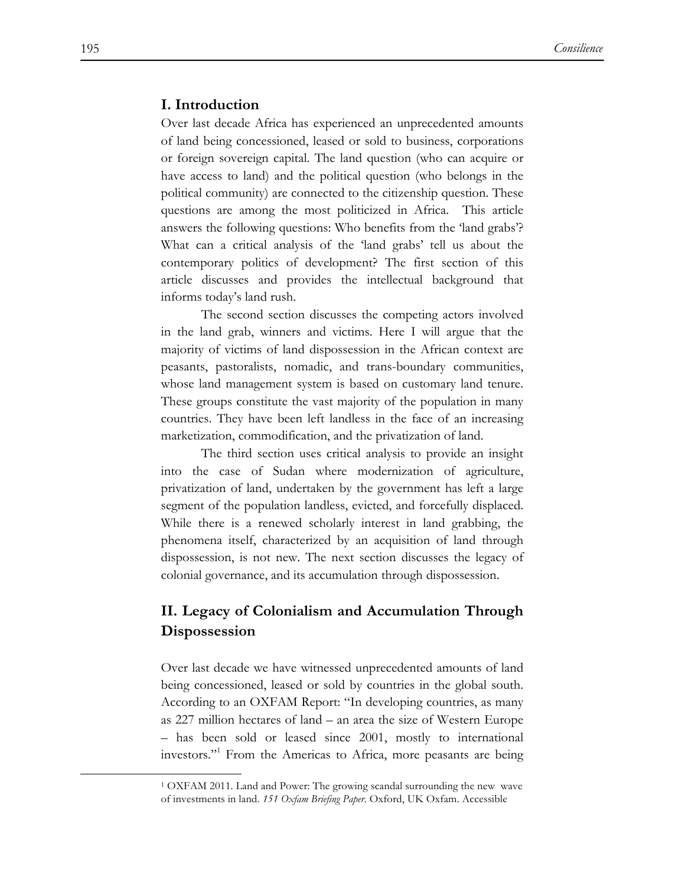## I. Introduction

Over last decade Africa has experienced an unprecedented amounts of land being concessioned, leased or sold to business, corporations or foreign sovereign capital. The land question (who can acquire or have access to land) and the political question (who belongs in the political community) are connected to the citizenship question. These questions are among the most politicized in Africa. This article answers the following questions: Who benefits from the 'land grabs'? What can a critical analysis of the 'land grabs' tell us about the contemporary politics of development? The first section of this article discusses and provides the intellectual background that informs today's land rush.

The second section discusses the competing actors involved in the land grab, winners and victims. Here I will argue that the majority of victims of land dispossession in the African context are peasants, pastoralists, nomadic, and trans-boundary communities, whose land management system is based on customary land tenure. These groups constitute the vast majority of the population in many countries. They have been left landless in the face of an increasing marketization, commodification, and the privatization of land.

The third section uses critical analysis to provide an insight into the case of Sudan where modernization of agriculture, privatization of land, undertaken by the government has left a large segment of the population landless, evicted, and forcefully displaced. While there is a renewed scholarly interest in land grabbing, the phenomena itself, characterized by an acquisition of land through dispossession, is not new. The next section discusses the legacy of colonial governance, and its accumulation through dispossession.

## II. Legacy of Colonialism and Accumulation Through Dispossession

Over last decade we have witnessed unprecedented amounts of land being concessioned, leased or sold by countries in the global south. According to an OXFAM Report: "In developing countries, as many as 227 million hectares of land – an area the size of Western Europe – has been sold or leased since 2001, mostly to international investors."[1] From the Americas to Africa, more peasants are being

---

[1] OXFAM 2011. Land and Power: The growing scandal surrounding the new wave of investments in land. *151 Oxfam Briefing Paper*. Oxford, UK Oxfam. Accessible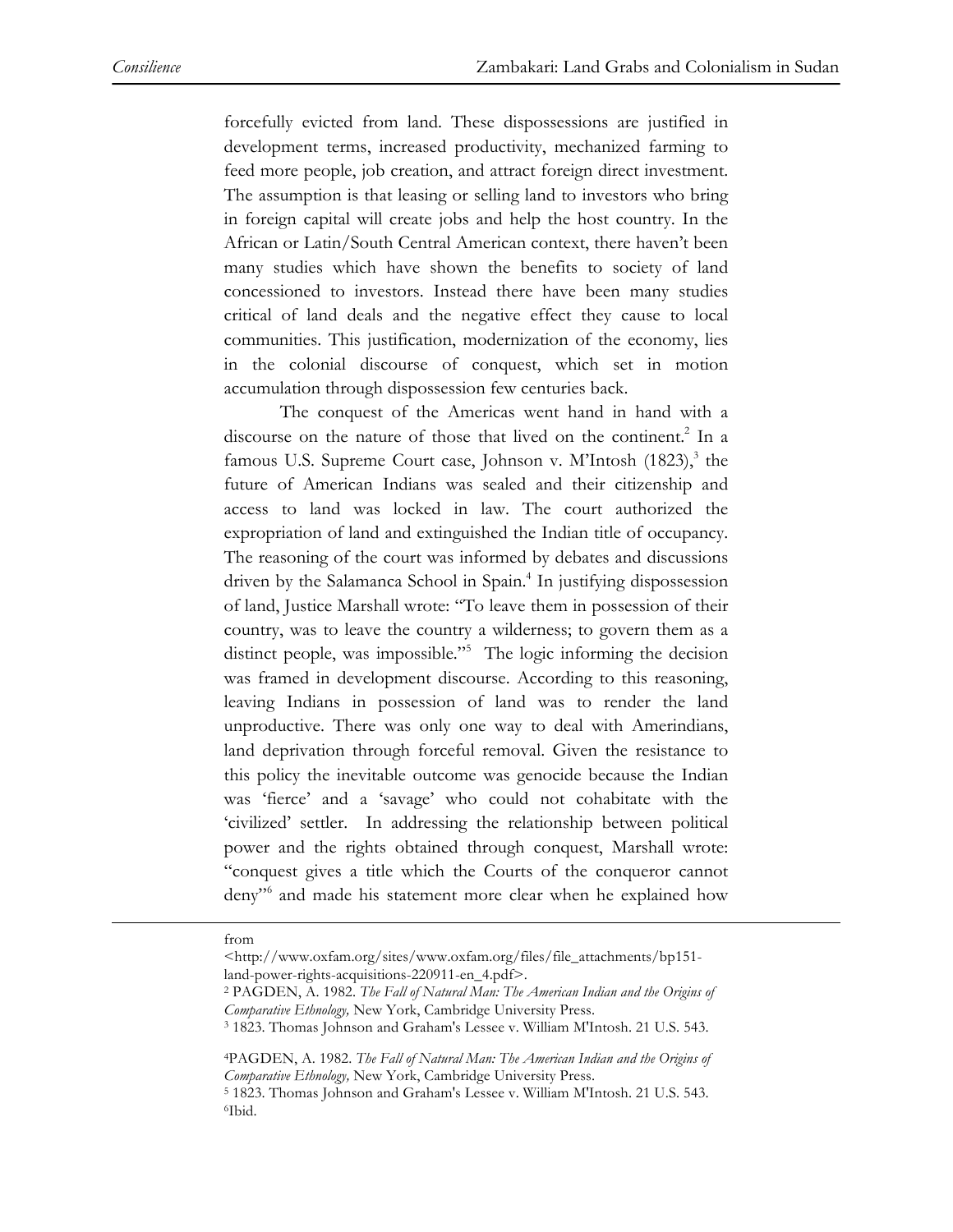forcefully evicted from land. These dispossessions are justified in development terms, increased productivity, mechanized farming to feed more people, job creation, and attract foreign direct investment. The assumption is that leasing or selling land to investors who bring in foreign capital will create jobs and help the host country. In the African or Latin/South Central American context, there haven't been many studies which have shown the benefits to society of land concessioned to investors. Instead there have been many studies critical of land deals and the negative effect they cause to local communities. This justification, modernization of the economy, lies in the colonial discourse of conquest, which set in motion accumulation through dispossession few centuries back.

The conquest of the Americas went hand in hand with a discourse on the nature of those that lived on the continent.[2] In a famous U.S. Supreme Court case, Johnson v. M'Intosh (1823),[3] the future of American Indians was sealed and their citizenship and access to land was locked in law. The court authorized the expropriation of land and extinguished the Indian title of occupancy. The reasoning of the court was informed by debates and discussions driven by the Salamanca School in Spain.[4] In justifying dispossession of land, Justice Marshall wrote: "To leave them in possession of their country, was to leave the country a wilderness; to govern them as a distinct people, was impossible."[5] The logic informing the decision was framed in development discourse. According to this reasoning, leaving Indians in possession of land was to render the land unproductive. There was only one way to deal with Amerindians, land deprivation through forceful removal. Given the resistance to this policy the inevitable outcome was genocide because the Indian was 'fierce' and a 'savage' who could not cohabitate with the 'civilized' settler. In addressing the relationship between political power and the rights obtained through conquest, Marshall wrote: "conquest gives a title which the Courts of the conqueror cannot deny"[6] and made his statement more clear when he explained how

---

from <http://www.oxfam.org/sites/www.oxfam.org/files/file_attachments/bp151-land-power-rights-acquisitions-220911-en_4.pdf>.

[2] PAGDEN, A. 1982. *The Fall of Natural Man: The American Indian and the Origins of Comparative Ethnology,* New York, Cambridge University Press.

[3] 1823. Thomas Johnson and Graham's Lessee v. William M'Intosh. 21 U.S. 543.

[4] PAGDEN, A. 1982. *The Fall of Natural Man: The American Indian and the Origins of Comparative Ethnology,* New York, Cambridge University Press.

[5] 1823. Thomas Johnson and Graham's Lessee v. William M'Intosh. 21 U.S. 543.

[6] Ibid.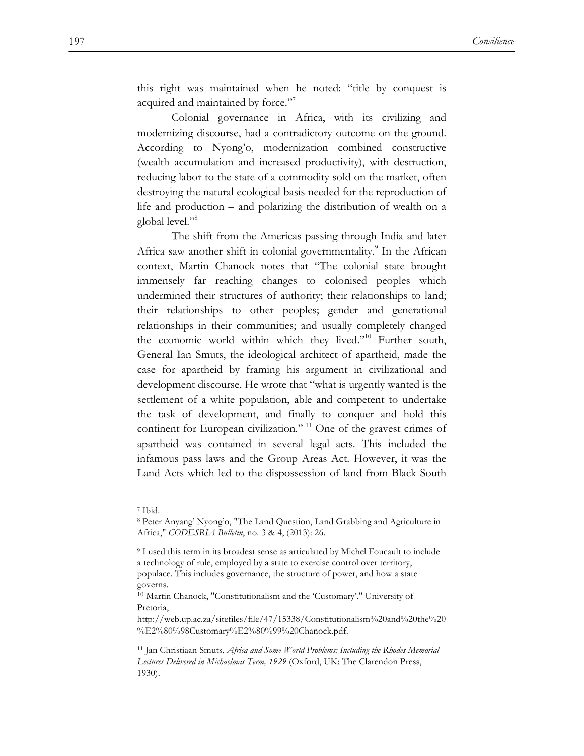this right was maintained when he noted: "title by conquest is acquired and maintained by force."[7]

Colonial governance in Africa, with its civilizing and modernizing discourse, had a contradictory outcome on the ground. According to Nyong'o, modernization combined constructive (wealth accumulation and increased productivity), with destruction, reducing labor to the state of a commodity sold on the market, often destroying the natural ecological basis needed for the reproduction of life and production – and polarizing the distribution of wealth on a global level."[8]

The shift from the Americas passing through India and later Africa saw another shift in colonial governmentality.[9] In the African context, Martin Chanock notes that "The colonial state brought immensely far reaching changes to colonised peoples which undermined their structures of authority; their relationships to land; their relationships to other peoples; gender and generational relationships in their communities; and usually completely changed the economic world within which they lived."[10] Further south, General Ian Smuts, the ideological architect of apartheid, made the case for apartheid by framing his argument in civilizational and development discourse. He wrote that "what is urgently wanted is the settlement of a white population, able and competent to undertake the task of development, and finally to conquer and hold this continent for European civilization." [11] One of the gravest crimes of apartheid was contained in several legal acts. This included the infamous pass laws and the Group Areas Act. However, it was the Land Acts which led to the dispossession of land from Black South

---

[7] Ibid.

[8] Peter Anyang' Nyong'o, "The Land Question, Land Grabbing and Agriculture in Africa," *CODESRIA Bulletin*, no. 3 & 4, (2013): 26.

[9] I used this term in its broadest sense as articulated by Michel Foucault to include a technology of rule, employed by a state to exercise control over territory, populace. This includes governance, the structure of power, and how a state governs.

[10] Martin Chanock, "Constitutionalism and the 'Customary'." University of Pretoria, http://web.up.ac.za/sitefiles/file/47/15338/Constitutionalism%20and%20the%20%E2%80%98Customary%E2%80%99%20Chanock.pdf.

[11] Jan Christiaan Smuts, *Africa and Some World Problems: Including the Rhodes Memorial Lectures Delivered in Michaelmas Term, 1929* (Oxford, UK: The Clarendon Press, 1930).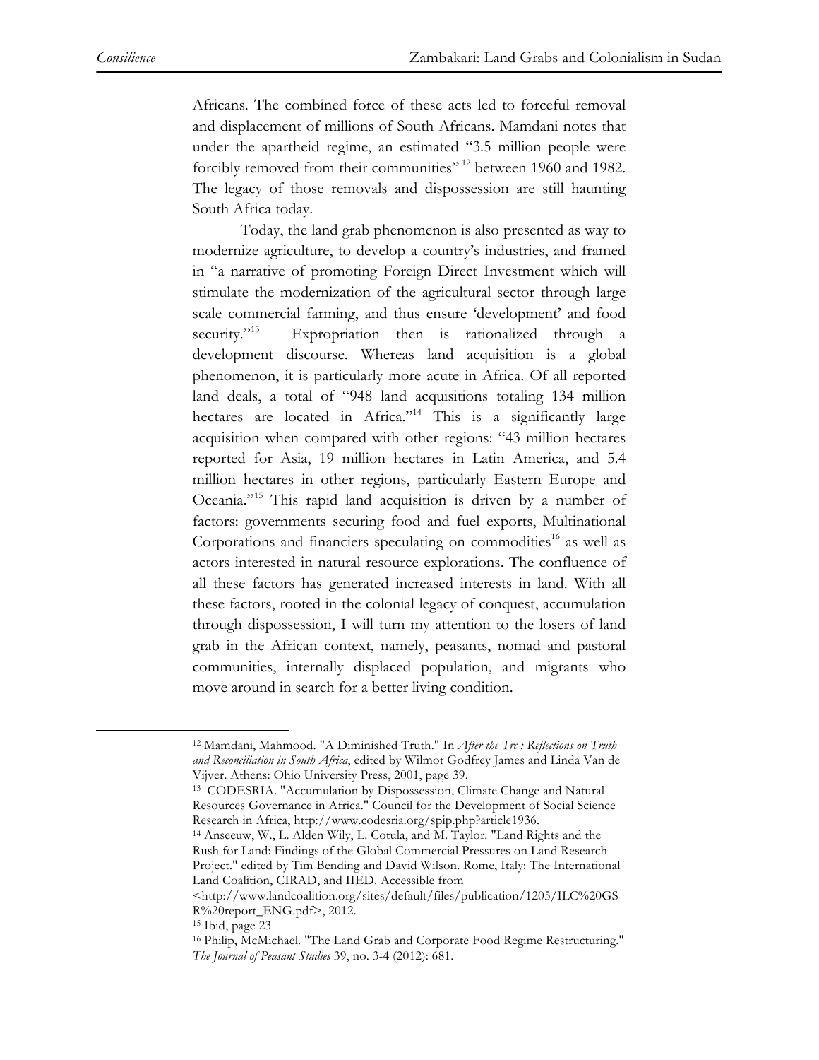Africans. The combined force of these acts led to forceful removal and displacement of millions of South Africans. Mamdani notes that under the apartheid regime, an estimated "3.5 million people were forcibly removed from their communities" [12] between 1960 and 1982. The legacy of those removals and dispossession are still haunting South Africa today.

Today, the land grab phenomenon is also presented as way to modernize agriculture, to develop a country's industries, and framed in "a narrative of promoting Foreign Direct Investment which will stimulate the modernization of the agricultural sector through large scale commercial farming, and thus ensure 'development' and food security."[13] Expropriation then is rationalized through a development discourse. Whereas land acquisition is a global phenomenon, it is particularly more acute in Africa. Of all reported land deals, a total of "948 land acquisitions totaling 134 million hectares are located in Africa."[14] This is a significantly large acquisition when compared with other regions: "43 million hectares reported for Asia, 19 million hectares in Latin America, and 5.4 million hectares in other regions, particularly Eastern Europe and Oceania."[15] This rapid land acquisition is driven by a number of factors: governments securing food and fuel exports, Multinational Corporations and financiers speculating on commodities[16] as well as actors interested in natural resource explorations. The confluence of all these factors has generated increased interests in land. With all these factors, rooted in the colonial legacy of conquest, accumulation through dispossession, I will turn my attention to the losers of land grab in the African context, namely, peasants, nomad and pastoral communities, internally displaced population, and migrants who move around in search for a better living condition.

---

[12] Mamdani, Mahmood. "A Diminished Truth." In *After the Trc : Reflections on Truth and Reconciliation in South Africa*, edited by Wilmot Godfrey James and Linda Van de Vijver. Athens: Ohio University Press, 2001, page 39.

[13] CODESRIA. "Accumulation by Dispossession, Climate Change and Natural Resources Governance in Africa." Council for the Development of Social Science Research in Africa, http://www.codesria.org/spip.php?article1936.

[14] Anseeuw, W., L. Alden Wily, L. Cotula, and M. Taylor. "Land Rights and the Rush for Land: Findings of the Global Commercial Pressures on Land Research Project." edited by Tim Bending and David Wilson. Rome, Italy: The International Land Coalition, CIRAD, and IIED. Accessible from <http://www.landcoalition.org/sites/default/files/publication/1205/ILC%20GSR%20report_ENG.pdf>, 2012.

[15] Ibid, page 23

[16] Philip, McMichael. "The Land Grab and Corporate Food Regime Restructuring." *The Journal of Peasant Studies* 39, no. 3-4 (2012): 681.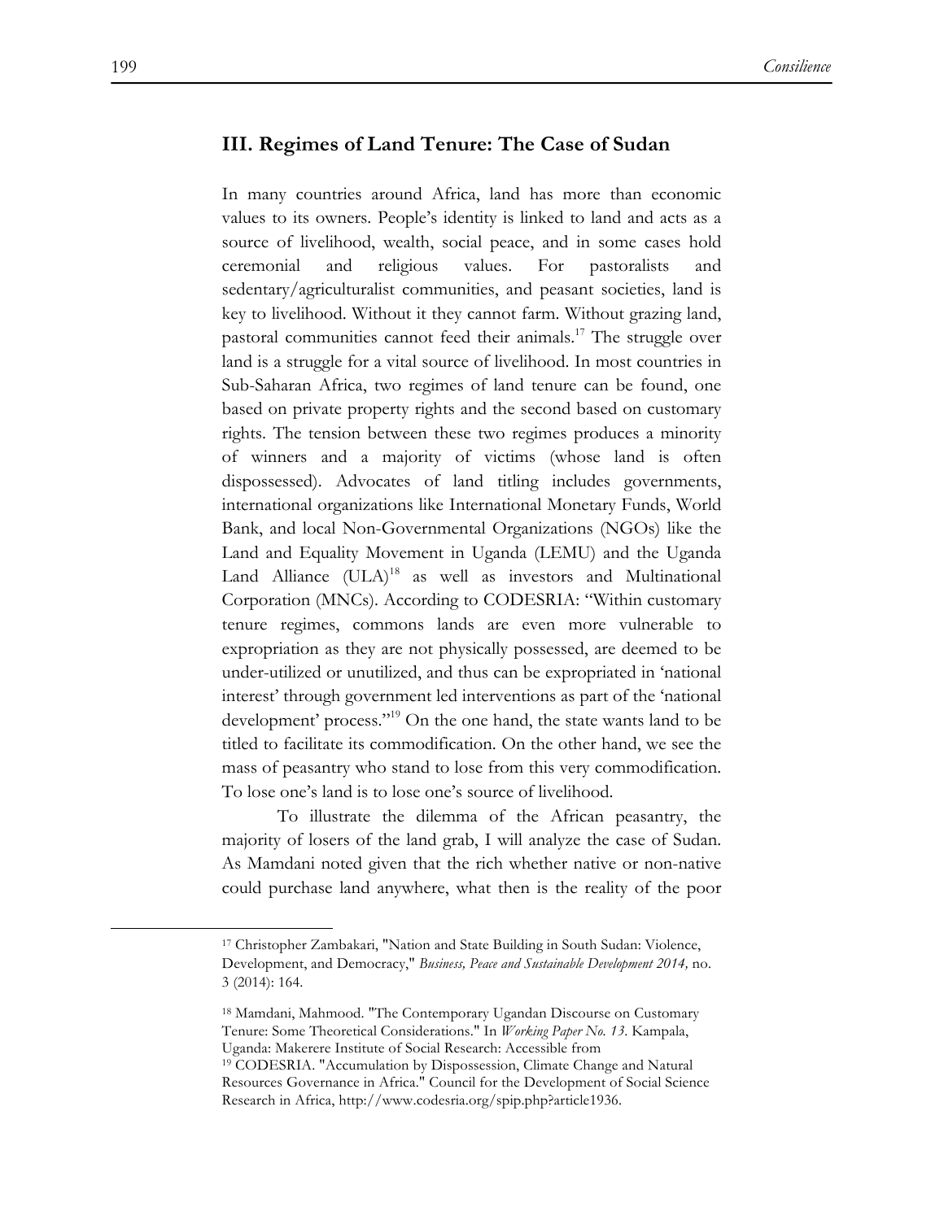## III. Regimes of Land Tenure: The Case of Sudan

In many countries around Africa, land has more than economic values to its owners. People's identity is linked to land and acts as a source of livelihood, wealth, social peace, and in some cases hold ceremonial and religious values. For pastoralists and sedentary/agriculturalist communities, and peasant societies, land is key to livelihood. Without it they cannot farm. Without grazing land, pastoral communities cannot feed their animals.[17] The struggle over land is a struggle for a vital source of livelihood. In most countries in Sub-Saharan Africa, two regimes of land tenure can be found, one based on private property rights and the second based on customary rights. The tension between these two regimes produces a minority of winners and a majority of victims (whose land is often dispossessed). Advocates of land titling includes governments, international organizations like International Monetary Funds, World Bank, and local Non-Governmental Organizations (NGOs) like the Land and Equality Movement in Uganda (LEMU) and the Uganda Land Alliance (ULA)[18] as well as investors and Multinational Corporation (MNCs). According to CODESRIA: "Within customary tenure regimes, commons lands are even more vulnerable to expropriation as they are not physically possessed, are deemed to be under-utilized or unutilized, and thus can be expropriated in 'national interest' through government led interventions as part of the 'national development' process."[19] On the one hand, the state wants land to be titled to facilitate its commodification. On the other hand, we see the mass of peasantry who stand to lose from this very commodification. To lose one's land is to lose one's source of livelihood.

To illustrate the dilemma of the African peasantry, the majority of losers of the land grab, I will analyze the case of Sudan. As Mamdani noted given that the rich whether native or non-native could purchase land anywhere, what then is the reality of the poor

---

[17] Christopher Zambakari, "Nation and State Building in South Sudan: Violence, Development, and Democracy," *Business, Peace and Sustainable Development 2014,* no. 3 (2014): 164.

[18] Mamdani, Mahmood. "The Contemporary Ugandan Discourse on Customary Tenure: Some Theoretical Considerations." In *Working Paper No. 13.* Kampala, Uganda: Makerere Institute of Social Research: Accessible from

[19] CODESRIA. "Accumulation by Dispossession, Climate Change and Natural Resources Governance in Africa." Council for the Development of Social Science Research in Africa, http://www.codesria.org/spip.php?article1936.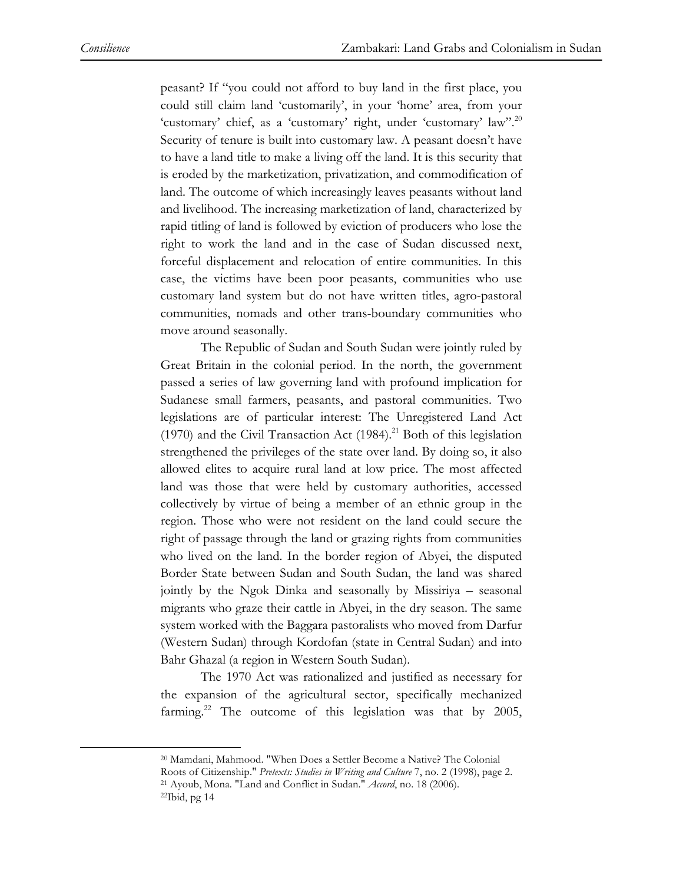peasant? If "you could not afford to buy land in the first place, you could still claim land 'customarily', in your 'home' area, from your 'customary' chief, as a 'customary' right, under 'customary' law".[20] Security of tenure is built into customary law. A peasant doesn't have to have a land title to make a living off the land. It is this security that is eroded by the marketization, privatization, and commodification of land. The outcome of which increasingly leaves peasants without land and livelihood. The increasing marketization of land, characterized by rapid titling of land is followed by eviction of producers who lose the right to work the land and in the case of Sudan discussed next, forceful displacement and relocation of entire communities. In this case, the victims have been poor peasants, communities who use customary land system but do not have written titles, agro-pastoral communities, nomads and other trans-boundary communities who move around seasonally.

The Republic of Sudan and South Sudan were jointly ruled by Great Britain in the colonial period. In the north, the government passed a series of law governing land with profound implication for Sudanese small farmers, peasants, and pastoral communities. Two legislations are of particular interest: The Unregistered Land Act (1970) and the Civil Transaction Act (1984).[21] Both of this legislation strengthened the privileges of the state over land. By doing so, it also allowed elites to acquire rural land at low price. The most affected land was those that were held by customary authorities, accessed collectively by virtue of being a member of an ethnic group in the region. Those who were not resident on the land could secure the right of passage through the land or grazing rights from communities who lived on the land. In the border region of Abyei, the disputed Border State between Sudan and South Sudan, the land was shared jointly by the Ngok Dinka and seasonally by Missiriya – seasonal migrants who graze their cattle in Abyei, in the dry season. The same system worked with the Baggara pastoralists who moved from Darfur (Western Sudan) through Kordofan (state in Central Sudan) and into Bahr Ghazal (a region in Western South Sudan).

The 1970 Act was rationalized and justified as necessary for the expansion of the agricultural sector, specifically mechanized farming.[22] The outcome of this legislation was that by 2005,

---

[20] Mamdani, Mahmood. "When Does a Settler Become a Native? The Colonial Roots of Citizenship." *Pretexts: Studies in Writing and Culture* 7, no. 2 (1998), page 2.

[21] Ayoub, Mona. "Land and Conflict in Sudan." *Accord*, no. 18 (2006).

[22] Ibid, pg 14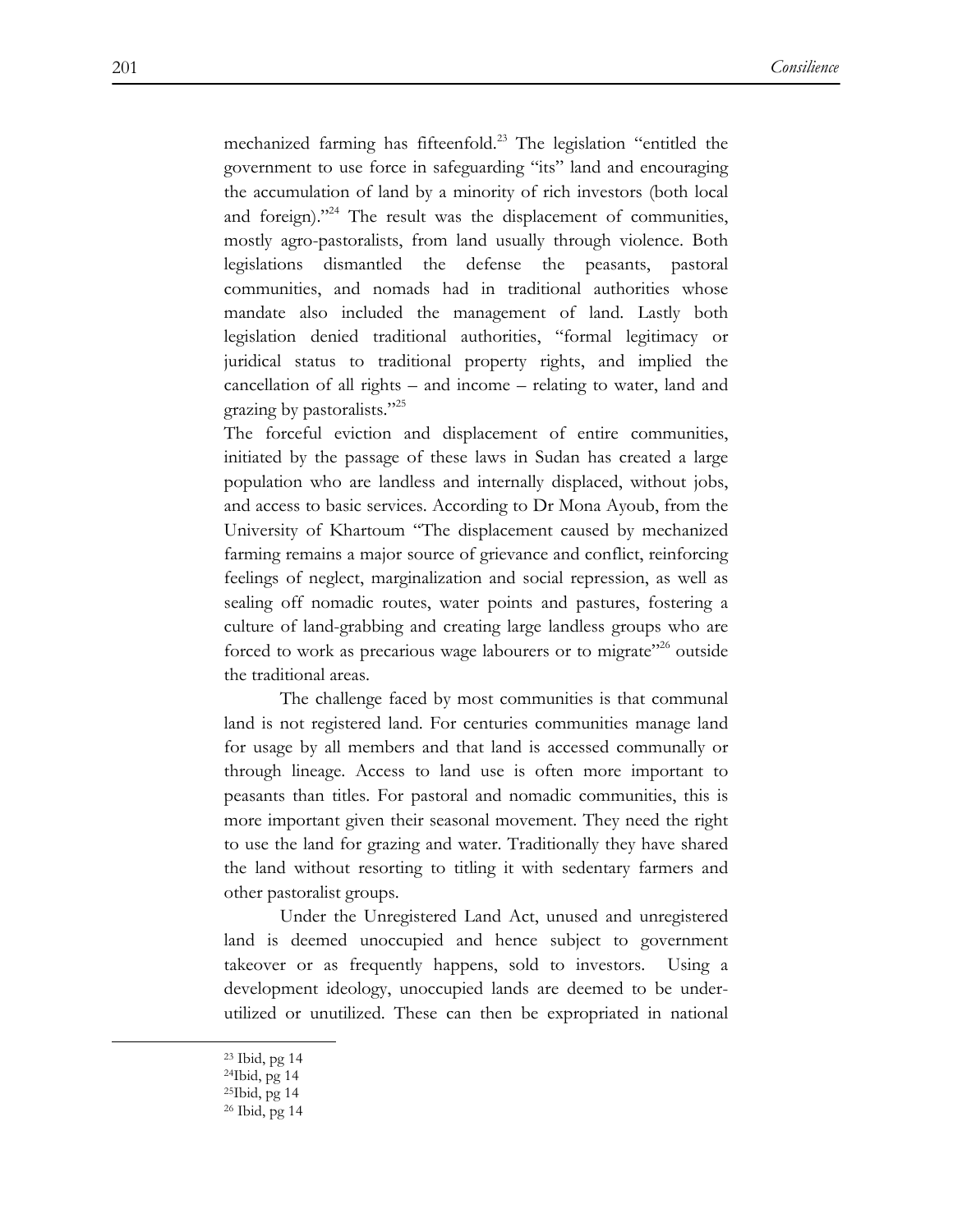mechanized farming has fifteenfold.[23] The legislation "entitled the government to use force in safeguarding "its" land and encouraging the accumulation of land by a minority of rich investors (both local and foreign)."[24] The result was the displacement of communities, mostly agro-pastoralists, from land usually through violence. Both legislations dismantled the defense the peasants, pastoral communities, and nomads had in traditional authorities whose mandate also included the management of land. Lastly both legislation denied traditional authorities, "formal legitimacy or juridical status to traditional property rights, and implied the cancellation of all rights – and income – relating to water, land and grazing by pastoralists."[25]

The forceful eviction and displacement of entire communities, initiated by the passage of these laws in Sudan has created a large population who are landless and internally displaced, without jobs, and access to basic services. According to Dr Mona Ayoub, from the University of Khartoum "The displacement caused by mechanized farming remains a major source of grievance and conflict, reinforcing feelings of neglect, marginalization and social repression, as well as sealing off nomadic routes, water points and pastures, fostering a culture of land-grabbing and creating large landless groups who are forced to work as precarious wage labourers or to migrate"[26] outside the traditional areas.

The challenge faced by most communities is that communal land is not registered land. For centuries communities manage land for usage by all members and that land is accessed communally or through lineage. Access to land use is often more important to peasants than titles. For pastoral and nomadic communities, this is more important given their seasonal movement. They need the right to use the land for grazing and water. Traditionally they have shared the land without resorting to titling it with sedentary farmers and other pastoralist groups.

Under the Unregistered Land Act, unused and unregistered land is deemed unoccupied and hence subject to government takeover or as frequently happens, sold to investors. Using a development ideology, unoccupied lands are deemed to be under-utilized or unutilized. These can then be expropriated in national

---

[23] Ibid, pg 14
[24] Ibid, pg 14
[25] Ibid, pg 14
[26] Ibid, pg 14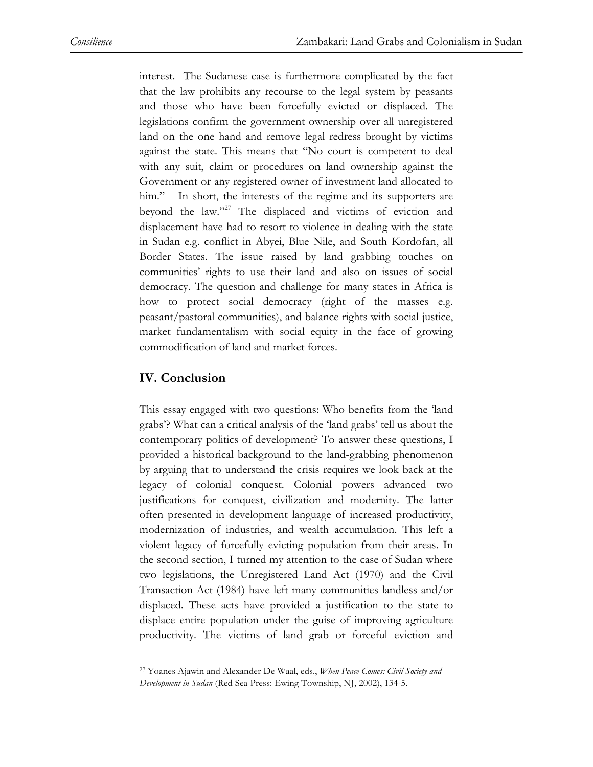interest. The Sudanese case is furthermore complicated by the fact that the law prohibits any recourse to the legal system by peasants and those who have been forcefully evicted or displaced. The legislations confirm the government ownership over all unregistered land on the one hand and remove legal redress brought by victims against the state. This means that "No court is competent to deal with any suit, claim or procedures on land ownership against the Government or any registered owner of investment land allocated to him." In short, the interests of the regime and its supporters are beyond the law."[27] The displaced and victims of eviction and displacement have had to resort to violence in dealing with the state in Sudan e.g. conflict in Abyei, Blue Nile, and South Kordofan, all Border States. The issue raised by land grabbing touches on communities' rights to use their land and also on issues of social democracy. The question and challenge for many states in Africa is how to protect social democracy (right of the masses e.g. peasant/pastoral communities), and balance rights with social justice, market fundamentalism with social equity in the face of growing commodification of land and market forces.

## IV. Conclusion

This essay engaged with two questions: Who benefits from the 'land grabs'? What can a critical analysis of the 'land grabs' tell us about the contemporary politics of development? To answer these questions, I provided a historical background to the land-grabbing phenomenon by arguing that to understand the crisis requires we look back at the legacy of colonial conquest. Colonial powers advanced two justifications for conquest, civilization and modernity. The latter often presented in development language of increased productivity, modernization of industries, and wealth accumulation. This left a violent legacy of forcefully evicting population from their areas. In the second section, I turned my attention to the case of Sudan where two legislations, the Unregistered Land Act (1970) and the Civil Transaction Act (1984) have left many communities landless and/or displaced. These acts have provided a justification to the state to displace entire population under the guise of improving agriculture productivity. The victims of land grab or forceful eviction and

---

[27] Yoanes Ajawin and Alexander De Waal, eds., *When Peace Comes: Civil Society and Development in Sudan* (Red Sea Press: Ewing Township, NJ, 2002), 134-5.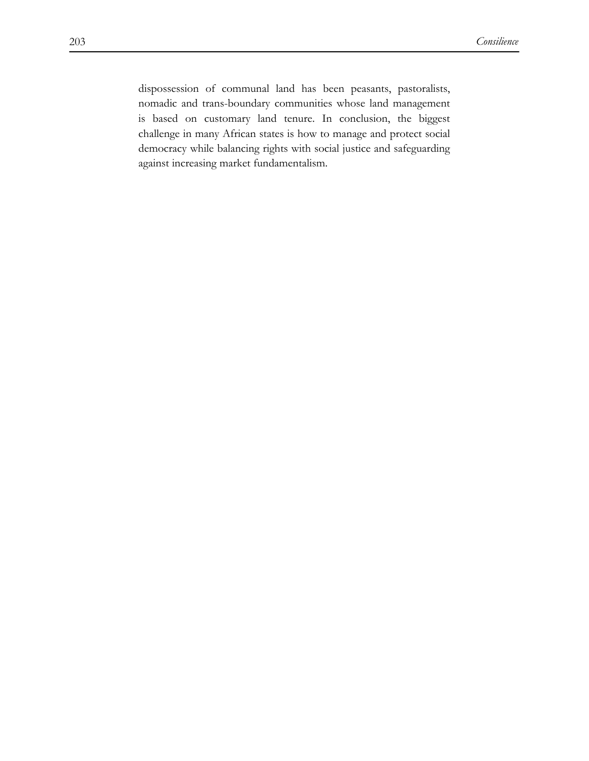dispossession of communal land has been peasants, pastoralists, nomadic and trans-boundary communities whose land management is based on customary land tenure. In conclusion, the biggest challenge in many African states is how to manage and protect social democracy while balancing rights with social justice and safeguarding against increasing market fundamentalism.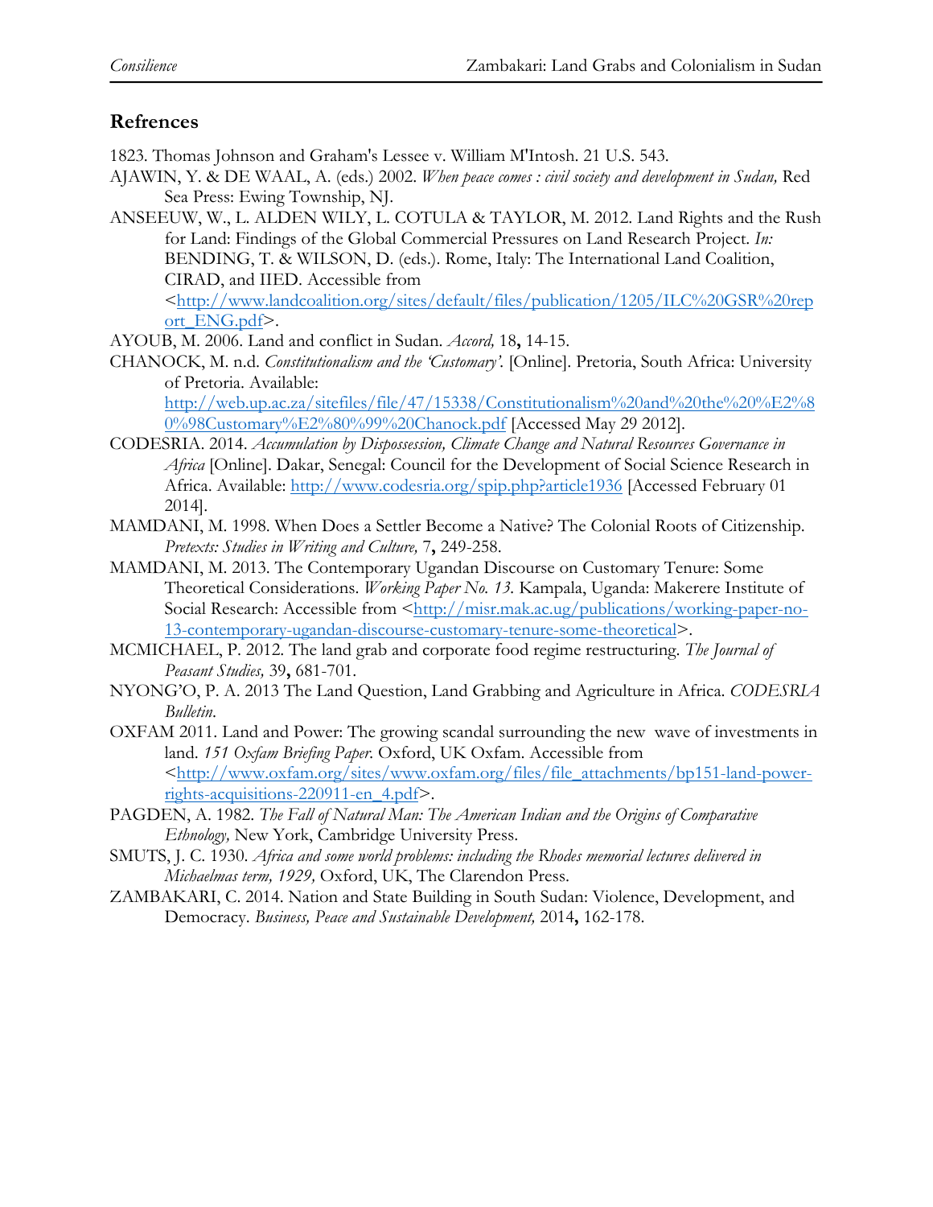## Refrences

1823. Thomas Johnson and Graham's Lessee v. William M'Intosh. 21 U.S. 543.

AJAWIN, Y. & DE WAAL, A. (eds.) 2002. *When peace comes : civil society and development in Sudan,* Red Sea Press: Ewing Township, NJ.

ANSEEUW, W., L. ALDEN WILY, L. COTULA & TAYLOR, M. 2012. Land Rights and the Rush for Land: Findings of the Global Commercial Pressures on Land Research Project. *In:* BENDING, T. & WILSON, D. (eds.). Rome, Italy: The International Land Coalition, CIRAD, and IIED. Accessible from <http://www.landcoalition.org/sites/default/files/publication/1205/ILC%20GSR%20report_ENG.pdf>.

AYOUB, M. 2006. Land and conflict in Sudan. *Accord,* 18**,** 14-15.

CHANOCK, M. n.d. *Constitutionalism and the 'Customary'.* [Online]. Pretoria, South Africa: University of Pretoria. Available: http://web.up.ac.za/sitefiles/file/47/15338/Constitutionalism%20and%20the%20%E2%80%98Customary%E2%80%99%20Chanock.pdf [Accessed May 29 2012].

CODESRIA. 2014. *Accumulation by Dispossession, Climate Change and Natural Resources Governance in Africa* [Online]. Dakar, Senegal: Council for the Development of Social Science Research in Africa. Available: http://www.codesria.org/spip.php?article1936 [Accessed February 01 2014].

MAMDANI, M. 1998. When Does a Settler Become a Native? The Colonial Roots of Citizenship. *Pretexts: Studies in Writing and Culture,* 7**,** 249-258.

MAMDANI, M. 2013. The Contemporary Ugandan Discourse on Customary Tenure: Some Theoretical Considerations. *Working Paper No. 13.* Kampala, Uganda: Makerere Institute of Social Research: Accessible from <http://misr.mak.ac.ug/publications/working-paper-no-13-contemporary-ugandan-discourse-customary-tenure-some-theoretical>.

MCMICHAEL, P. 2012. The land grab and corporate food regime restructuring. *The Journal of Peasant Studies,* 39**,** 681-701.

NYONG'O, P. A. 2013 The Land Question, Land Grabbing and Agriculture in Africa. *CODESRIA Bulletin*.

OXFAM 2011. Land and Power: The growing scandal surrounding the new wave of investments in land. *151 Oxfam Briefing Paper.* Oxford, UK Oxfam. Accessible from <http://www.oxfam.org/sites/www.oxfam.org/files/file_attachments/bp151-land-power-rights-acquisitions-220911-en_4.pdf>.

PAGDEN, A. 1982. *The Fall of Natural Man: The American Indian and the Origins of Comparative Ethnology,* New York, Cambridge University Press.

SMUTS, J. C. 1930. *Africa and some world problems: including the Rhodes memorial lectures delivered in Michaelmas term, 1929,* Oxford, UK, The Clarendon Press.

ZAMBAKARI, C. 2014. Nation and State Building in South Sudan: Violence, Development, and Democracy. *Business, Peace and Sustainable Development,* 2014**,** 162-178.